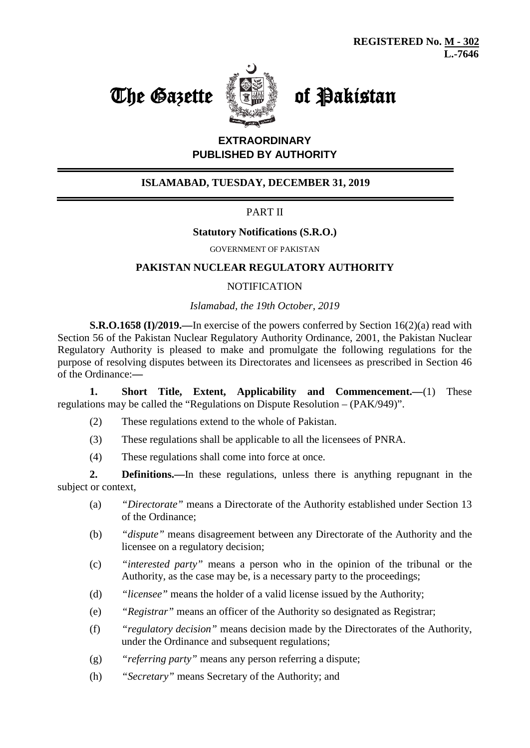**REGISTERED No. M - 302**
**L.-7646**

# The Gazette of Pakistan

**EXTRAORDINARY**
**PUBLISHED BY AUTHORITY**

**ISLAMABAD, TUESDAY, DECEMBER 31, 2019**

PART II

**Statutory Notifications (S.R.O.)**

GOVERNMENT OF PAKISTAN

**PAKISTAN NUCLEAR REGULATORY AUTHORITY**

NOTIFICATION

*Islamabad, the 19th October, 2019*

**S.R.O.1658 (I)/2019.—**In exercise of the powers conferred by Section 16(2)(a) read with Section 56 of the Pakistan Nuclear Regulatory Authority Ordinance, 2001, the Pakistan Nuclear Regulatory Authority is pleased to make and promulgate the following regulations for the purpose of resolving disputes between its Directorates and licensees as prescribed in Section 46 of the Ordinance:**—**

**1. Short Title, Extent, Applicability and Commencement.—**(1) These regulations may be called the "Regulations on Dispute Resolution – (PAK/949)".

(2) These regulations extend to the whole of Pakistan.

(3) These regulations shall be applicable to all the licensees of PNRA.

(4) These regulations shall come into force at once.

**2. Definitions.—**In these regulations, unless there is anything repugnant in the subject or context,

(a) *"Directorate"* means a Directorate of the Authority established under Section 13 of the Ordinance;

(b) *"dispute"* means disagreement between any Directorate of the Authority and the licensee on a regulatory decision;

(c) *"interested party"* means a person who in the opinion of the tribunal or the Authority, as the case may be, is a necessary party to the proceedings;

(d) *"licensee"* means the holder of a valid license issued by the Authority;

(e) *"Registrar"* means an officer of the Authority so designated as Registrar;

(f) *"regulatory decision"* means decision made by the Directorates of the Authority, under the Ordinance and subsequent regulations;

(g) *"referring party"* means any person referring a dispute;

(h) *"Secretary"* means Secretary of the Authority; and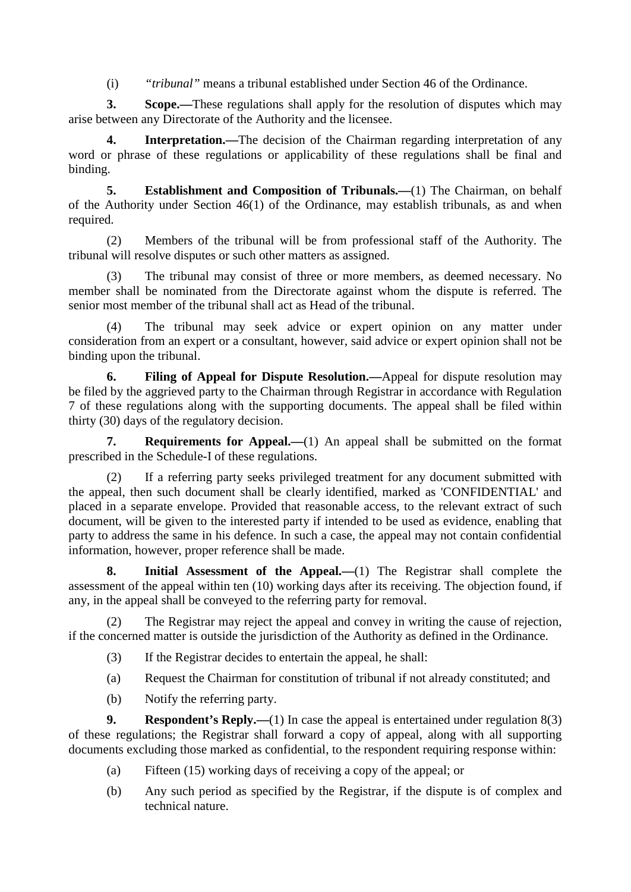(i) *"tribunal"* means a tribunal established under Section 46 of the Ordinance.

**3. Scope.—**These regulations shall apply for the resolution of disputes which may arise between any Directorate of the Authority and the licensee.

**4. Interpretation.—**The decision of the Chairman regarding interpretation of any word or phrase of these regulations or applicability of these regulations shall be final and binding.

**5. Establishment and Composition of Tribunals.—**(1) The Chairman, on behalf of the Authority under Section 46(1) of the Ordinance, may establish tribunals, as and when required.

(2) Members of the tribunal will be from professional staff of the Authority. The tribunal will resolve disputes or such other matters as assigned.

(3) The tribunal may consist of three or more members, as deemed necessary. No member shall be nominated from the Directorate against whom the dispute is referred. The senior most member of the tribunal shall act as Head of the tribunal.

(4) The tribunal may seek advice or expert opinion on any matter under consideration from an expert or a consultant, however, said advice or expert opinion shall not be binding upon the tribunal.

**6. Filing of Appeal for Dispute Resolution.—**Appeal for dispute resolution may be filed by the aggrieved party to the Chairman through Registrar in accordance with Regulation 7 of these regulations along with the supporting documents. The appeal shall be filed within thirty (30) days of the regulatory decision.

**7. Requirements for Appeal.—**(1) An appeal shall be submitted on the format prescribed in the Schedule-I of these regulations.

(2) If a referring party seeks privileged treatment for any document submitted with the appeal, then such document shall be clearly identified, marked as 'CONFIDENTIAL' and placed in a separate envelope. Provided that reasonable access, to the relevant extract of such document, will be given to the interested party if intended to be used as evidence, enabling that party to address the same in his defence. In such a case, the appeal may not contain confidential information, however, proper reference shall be made.

**8. Initial Assessment of the Appeal.—**(1) The Registrar shall complete the assessment of the appeal within ten (10) working days after its receiving. The objection found, if any, in the appeal shall be conveyed to the referring party for removal.

(2) The Registrar may reject the appeal and convey in writing the cause of rejection, if the concerned matter is outside the jurisdiction of the Authority as defined in the Ordinance.

(3) If the Registrar decides to entertain the appeal, he shall:

(a) Request the Chairman for constitution of tribunal if not already constituted; and

(b) Notify the referring party.

**9. Respondent's Reply.—**(1) In case the appeal is entertained under regulation 8(3) of these regulations; the Registrar shall forward a copy of appeal, along with all supporting documents excluding those marked as confidential, to the respondent requiring response within:

(a) Fifteen (15) working days of receiving a copy of the appeal; or

(b) Any such period as specified by the Registrar, if the dispute is of complex and technical nature.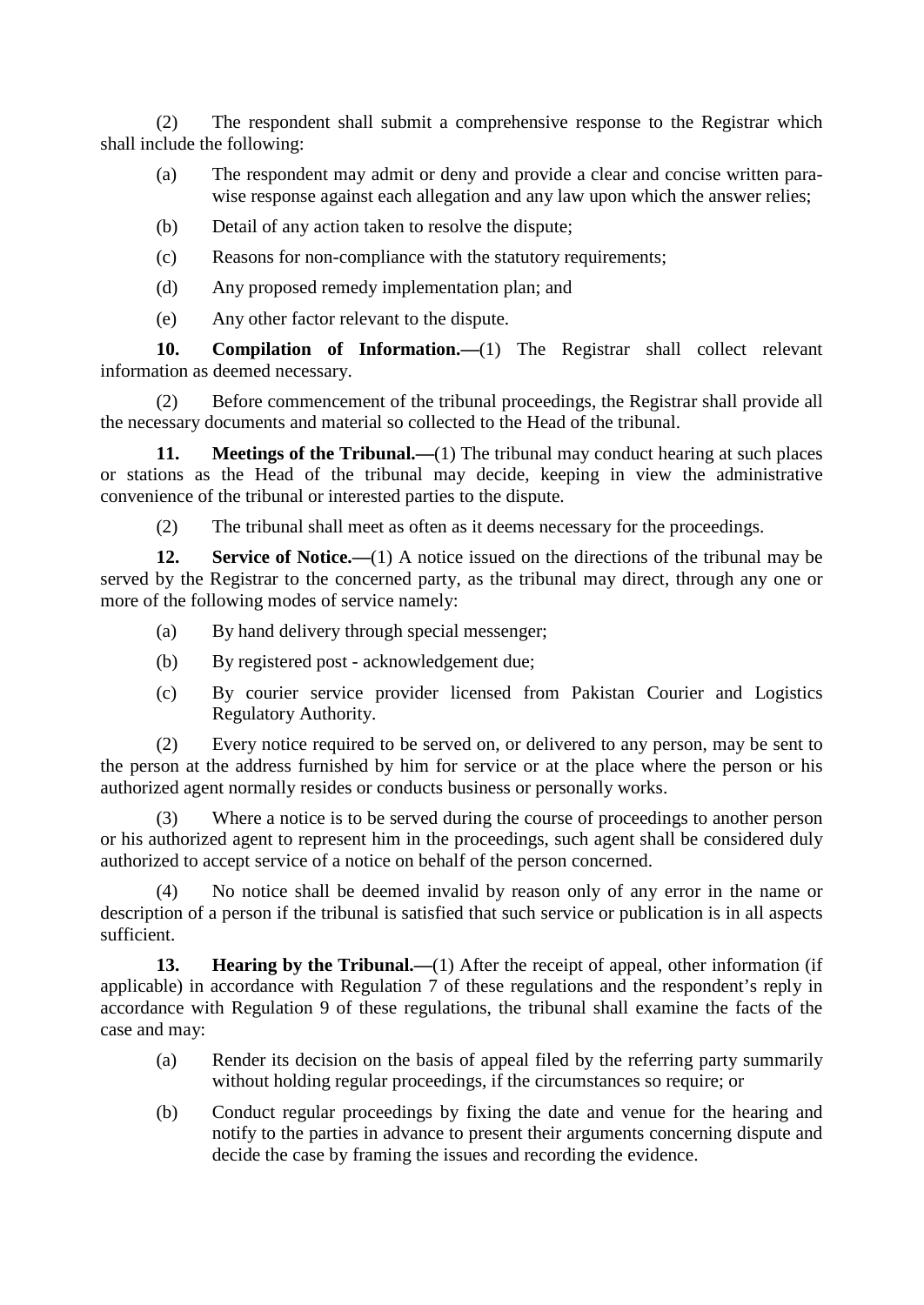(2) The respondent shall submit a comprehensive response to the Registrar which shall include the following:

(a) The respondent may admit or deny and provide a clear and concise written para-wise response against each allegation and any law upon which the answer relies;

(b) Detail of any action taken to resolve the dispute;

(c) Reasons for non-compliance with the statutory requirements;

(d) Any proposed remedy implementation plan; and

(e) Any other factor relevant to the dispute.

**10. Compilation of Information.—**(1) The Registrar shall collect relevant information as deemed necessary.

(2) Before commencement of the tribunal proceedings, the Registrar shall provide all the necessary documents and material so collected to the Head of the tribunal.

**11. Meetings of the Tribunal.—**(1) The tribunal may conduct hearing at such places or stations as the Head of the tribunal may decide, keeping in view the administrative convenience of the tribunal or interested parties to the dispute.

(2) The tribunal shall meet as often as it deems necessary for the proceedings.

**12. Service of Notice.—**(1) A notice issued on the directions of the tribunal may be served by the Registrar to the concerned party, as the tribunal may direct, through any one or more of the following modes of service namely:

(a) By hand delivery through special messenger;

(b) By registered post - acknowledgement due;

(c) By courier service provider licensed from Pakistan Courier and Logistics Regulatory Authority.

(2) Every notice required to be served on, or delivered to any person, may be sent to the person at the address furnished by him for service or at the place where the person or his authorized agent normally resides or conducts business or personally works.

(3) Where a notice is to be served during the course of proceedings to another person or his authorized agent to represent him in the proceedings, such agent shall be considered duly authorized to accept service of a notice on behalf of the person concerned.

(4) No notice shall be deemed invalid by reason only of any error in the name or description of a person if the tribunal is satisfied that such service or publication is in all aspects sufficient.

**13. Hearing by the Tribunal.—**(1) After the receipt of appeal, other information (if applicable) in accordance with Regulation 7 of these regulations and the respondent's reply in accordance with Regulation 9 of these regulations, the tribunal shall examine the facts of the case and may:

(a) Render its decision on the basis of appeal filed by the referring party summarily without holding regular proceedings, if the circumstances so require; or

(b) Conduct regular proceedings by fixing the date and venue for the hearing and notify to the parties in advance to present their arguments concerning dispute and decide the case by framing the issues and recording the evidence.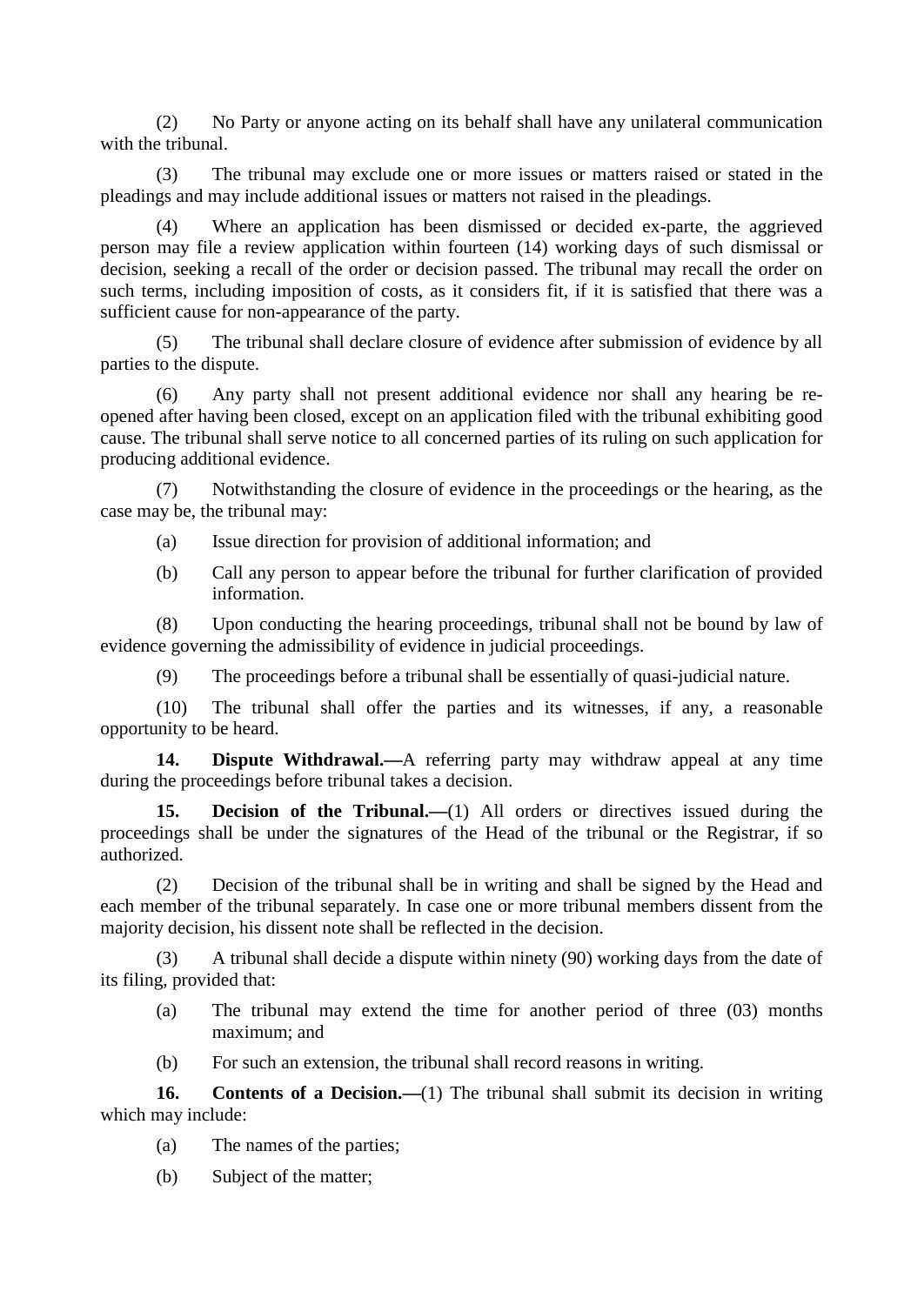(2) No Party or anyone acting on its behalf shall have any unilateral communication with the tribunal.

(3) The tribunal may exclude one or more issues or matters raised or stated in the pleadings and may include additional issues or matters not raised in the pleadings.

(4) Where an application has been dismissed or decided ex-parte, the aggrieved person may file a review application within fourteen (14) working days of such dismissal or decision, seeking a recall of the order or decision passed. The tribunal may recall the order on such terms, including imposition of costs, as it considers fit, if it is satisfied that there was a sufficient cause for non-appearance of the party.

(5) The tribunal shall declare closure of evidence after submission of evidence by all parties to the dispute.

(6) Any party shall not present additional evidence nor shall any hearing be re-opened after having been closed, except on an application filed with the tribunal exhibiting good cause. The tribunal shall serve notice to all concerned parties of its ruling on such application for producing additional evidence.

(7) Notwithstanding the closure of evidence in the proceedings or the hearing, as the case may be, the tribunal may:

(a) Issue direction for provision of additional information; and

(b) Call any person to appear before the tribunal for further clarification of provided information.

(8) Upon conducting the hearing proceedings, tribunal shall not be bound by law of evidence governing the admissibility of evidence in judicial proceedings.

(9) The proceedings before a tribunal shall be essentially of quasi-judicial nature.

(10) The tribunal shall offer the parties and its witnesses, if any, a reasonable opportunity to be heard.

**14. Dispute Withdrawal.—**A referring party may withdraw appeal at any time during the proceedings before tribunal takes a decision.

**15. Decision of the Tribunal.—**(1) All orders or directives issued during the proceedings shall be under the signatures of the Head of the tribunal or the Registrar, if so authorized.

(2) Decision of the tribunal shall be in writing and shall be signed by the Head and each member of the tribunal separately. In case one or more tribunal members dissent from the majority decision, his dissent note shall be reflected in the decision.

(3) A tribunal shall decide a dispute within ninety (90) working days from the date of its filing, provided that:

(a) The tribunal may extend the time for another period of three (03) months maximum; and

(b) For such an extension, the tribunal shall record reasons in writing.

**16. Contents of a Decision.—**(1) The tribunal shall submit its decision in writing which may include:

(a) The names of the parties;

(b) Subject of the matter;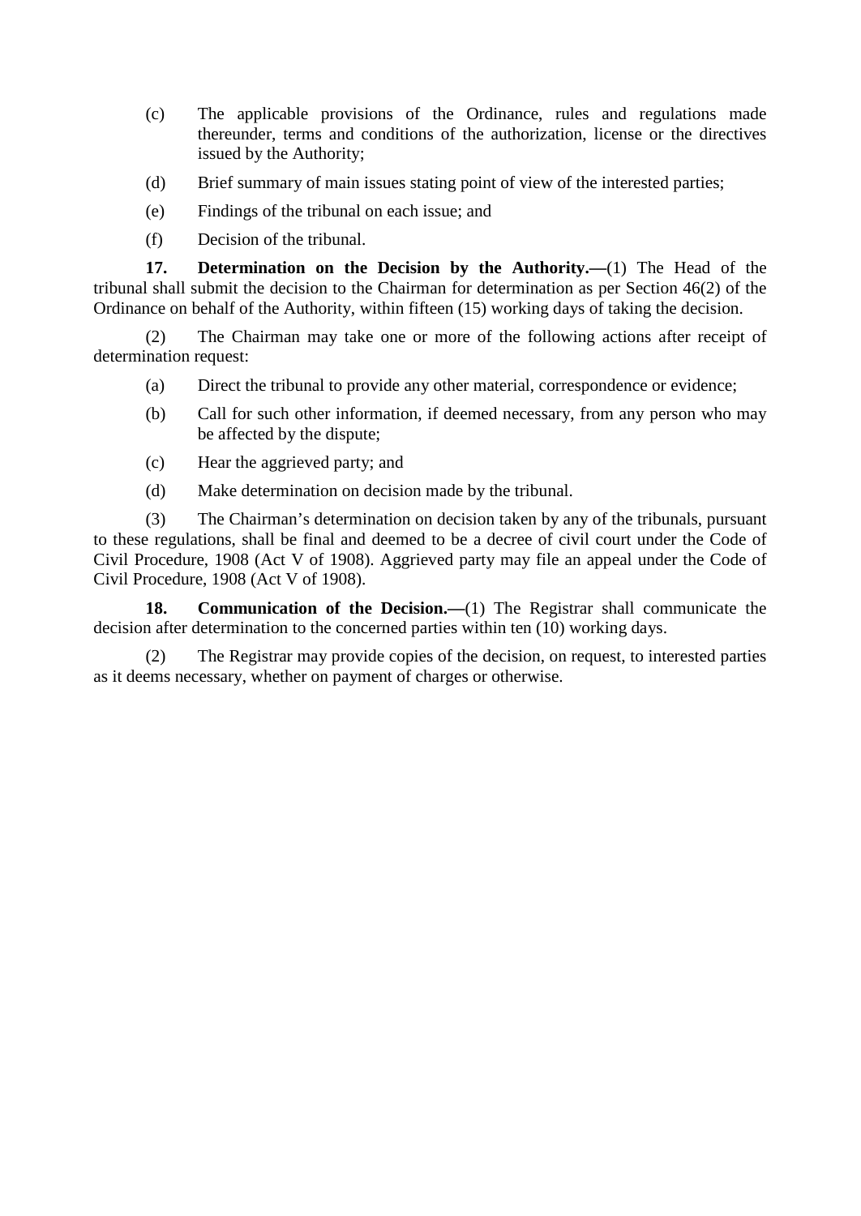(c) The applicable provisions of the Ordinance, rules and regulations made thereunder, terms and conditions of the authorization, license or the directives issued by the Authority;

(d) Brief summary of main issues stating point of view of the interested parties;

(e) Findings of the tribunal on each issue; and

(f) Decision of the tribunal.

**17. Determination on the Decision by the Authority.—**(1) The Head of the tribunal shall submit the decision to the Chairman for determination as per Section 46(2) of the Ordinance on behalf of the Authority, within fifteen (15) working days of taking the decision.

(2) The Chairman may take one or more of the following actions after receipt of determination request:

(a) Direct the tribunal to provide any other material, correspondence or evidence;

(b) Call for such other information, if deemed necessary, from any person who may be affected by the dispute;

(c) Hear the aggrieved party; and

(d) Make determination on decision made by the tribunal.

(3) The Chairman's determination on decision taken by any of the tribunals, pursuant to these regulations, shall be final and deemed to be a decree of civil court under the Code of Civil Procedure, 1908 (Act V of 1908). Aggrieved party may file an appeal under the Code of Civil Procedure, 1908 (Act V of 1908).

**18. Communication of the Decision.—**(1) The Registrar shall communicate the decision after determination to the concerned parties within ten (10) working days.

(2) The Registrar may provide copies of the decision, on request, to interested parties as it deems necessary, whether on payment of charges or otherwise.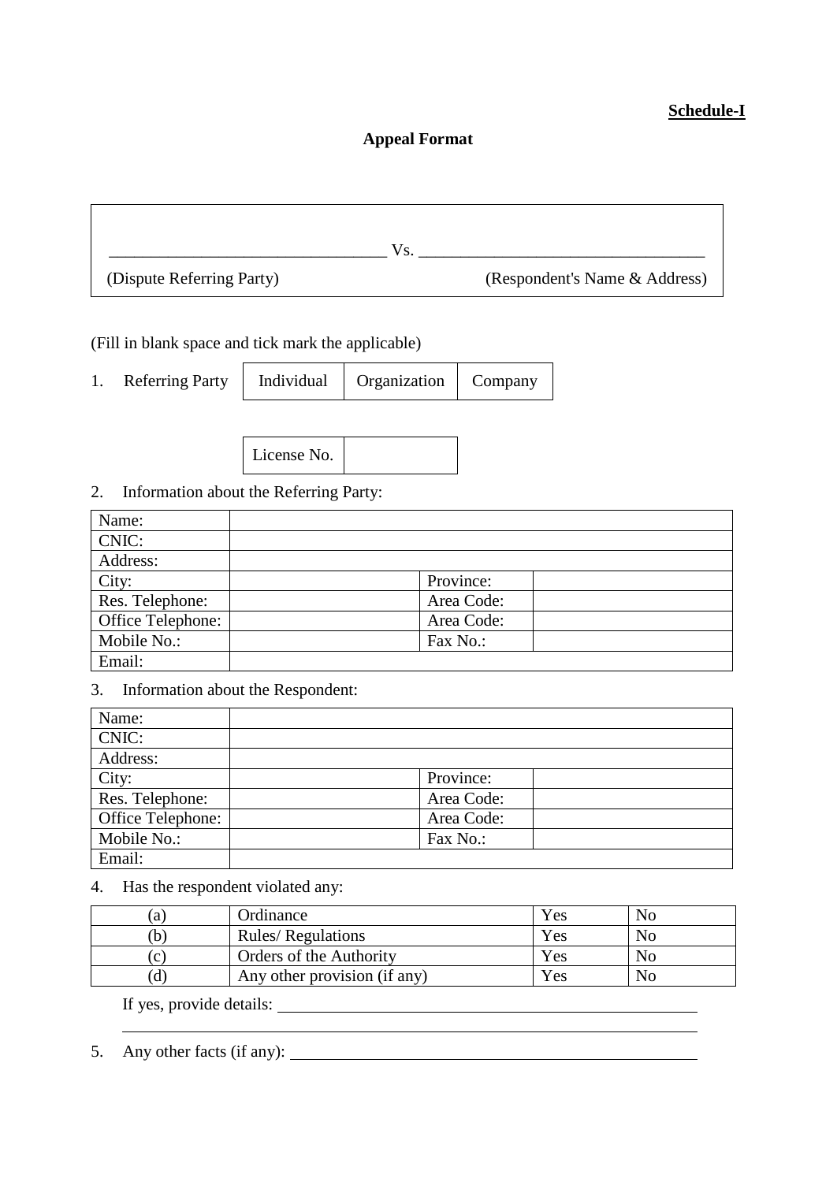**Schedule-I**

## Appeal Format

| _________________________________ Vs. _________________________________ | |
|---|---|
| (Dispute Referring Party) | (Respondent's Name & Address) |

(Fill in blank space and tick mark the applicable)

1. Referring Party

| Individual | Organization | Company |
|---|---|---|

| License No. | |
|---|---|

2. Information about the Referring Party:

| Name: | | | |
|---|---|---|---|
| CNIC: | | | |
| Address: | | | |
| City: | | Province: | |
| Res. Telephone: | | Area Code: | |
| Office Telephone: | | Area Code: | |
| Mobile No.: | | Fax No.: | |
| Email: | | | |

3. Information about the Respondent:

| Name: | | | |
|---|---|---|---|
| CNIC: | | | |
| Address: | | | |
| City: | | Province: | |
| Res. Telephone: | | Area Code: | |
| Office Telephone: | | Area Code: | |
| Mobile No.: | | Fax No.: | |
| Email: | | | |

4. Has the respondent violated any:

| (a) | Ordinance | Yes | No |
|---|---|---|---|
| (b) | Rules/ Regulations | Yes | No |
| (c) | Orders of the Authority | Yes | No |
| (d) | Any other provision (if any) | Yes | No |

If yes, provide details: ____________________________________________

____________________________________________

5. Any other facts (if any): ____________________________________________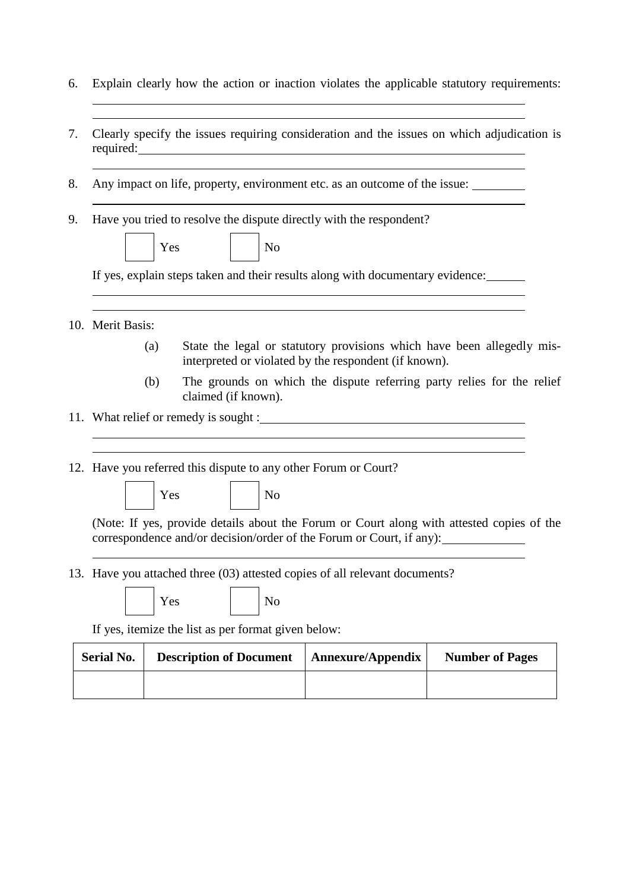6. Explain clearly how the action or inaction violates the applicable statutory requirements: \_\_\_\_\_\_\_\_\_\_\_\_\_\_\_\_\_\_\_\_\_\_\_\_\_\_\_\_\_\_\_\_\_\_\_\_\_\_\_\_\_\_\_\_\_\_\_\_\_\_\_\_\_\_\_\_\_\_\_\_\_\_\_\_\_\_\_\_\_\_\_\_\_\_\_\_\_\_

   \_\_\_\_\_\_\_\_\_\_\_\_\_\_\_\_\_\_\_\_\_\_\_\_\_\_\_\_\_\_\_\_\_\_\_\_\_\_\_\_\_\_\_\_\_\_\_\_\_\_\_\_\_\_\_\_\_\_\_\_\_\_\_\_\_\_\_\_\_\_\_\_\_\_\_\_\_\_

7. Clearly specify the issues requiring consideration and the issues on which adjudication is required: \_\_\_\_\_\_\_\_\_\_\_\_\_\_\_\_\_\_\_\_\_\_\_\_\_\_\_\_\_\_\_\_\_\_\_\_\_\_\_\_\_\_\_\_\_\_\_\_\_\_\_\_\_\_\_\_\_\_\_\_\_\_\_\_

   \_\_\_\_\_\_\_\_\_\_\_\_\_\_\_\_\_\_\_\_\_\_\_\_\_\_\_\_\_\_\_\_\_\_\_\_\_\_\_\_\_\_\_\_\_\_\_\_\_\_\_\_\_\_\_\_\_\_\_\_\_\_\_\_\_\_\_\_\_\_\_\_\_\_\_\_\_\_

8. Any impact on life, property, environment etc. as an outcome of the issue: \_\_\_\_\_\_\_\_

   \_\_\_\_\_\_\_\_\_\_\_\_\_\_\_\_\_\_\_\_\_\_\_\_\_\_\_\_\_\_\_\_\_\_\_\_\_\_\_\_\_\_\_\_\_\_\_\_\_\_\_\_\_\_\_\_\_\_\_\_\_\_\_\_\_\_\_\_\_\_\_\_\_\_\_\_\_\_

9. Have you tried to resolve the dispute directly with the respondent?

   ☐ Yes ☐ No

   If yes, explain steps taken and their results along with documentary evidence: \_\_\_\_\_\_

   \_\_\_\_\_\_\_\_\_\_\_\_\_\_\_\_\_\_\_\_\_\_\_\_\_\_\_\_\_\_\_\_\_\_\_\_\_\_\_\_\_\_\_\_\_\_\_\_\_\_\_\_\_\_\_\_\_\_\_\_\_\_\_\_\_\_\_\_\_\_\_\_\_\_\_\_\_\_

   \_\_\_\_\_\_\_\_\_\_\_\_\_\_\_\_\_\_\_\_\_\_\_\_\_\_\_\_\_\_\_\_\_\_\_\_\_\_\_\_\_\_\_\_\_\_\_\_\_\_\_\_\_\_\_\_\_\_\_\_\_\_\_\_\_\_\_\_\_\_\_\_\_\_\_\_\_\_

10. Merit Basis:

    (a) State the legal or statutory provisions which have been allegedly mis-interpreted or violated by the respondent (if known).

    (b) The grounds on which the dispute referring party relies for the relief claimed (if known).

11. What relief or remedy is sought : \_\_\_\_\_\_\_\_\_\_\_\_\_\_\_\_\_\_\_\_\_\_\_\_\_\_\_\_\_\_\_\_\_\_\_\_\_\_\_\_\_\_\_\_\_\_

    \_\_\_\_\_\_\_\_\_\_\_\_\_\_\_\_\_\_\_\_\_\_\_\_\_\_\_\_\_\_\_\_\_\_\_\_\_\_\_\_\_\_\_\_\_\_\_\_\_\_\_\_\_\_\_\_\_\_\_\_\_\_\_\_\_\_\_\_\_\_\_\_\_\_\_\_\_\_

    \_\_\_\_\_\_\_\_\_\_\_\_\_\_\_\_\_\_\_\_\_\_\_\_\_\_\_\_\_\_\_\_\_\_\_\_\_\_\_\_\_\_\_\_\_\_\_\_\_\_\_\_\_\_\_\_\_\_\_\_\_\_\_\_\_\_\_\_\_\_\_\_\_\_\_\_\_\_

12. Have you referred this dispute to any other Forum or Court?

    ☐ Yes ☐ No

    (Note: If yes, provide details about the Forum or Court along with attested copies of the correspondence and/or decision/order of the Forum or Court, if any): \_\_\_\_\_\_\_\_\_\_\_\_\_

    \_\_\_\_\_\_\_\_\_\_\_\_\_\_\_\_\_\_\_\_\_\_\_\_\_\_\_\_\_\_\_\_\_\_\_\_\_\_\_\_\_\_\_\_\_\_\_\_\_\_\_\_\_\_\_\_\_\_\_\_\_\_\_\_\_\_\_\_\_\_\_\_\_\_\_\_\_\_

13. Have you attached three (03) attested copies of all relevant documents?

    ☐ Yes ☐ No

    If yes, itemize the list as per format given below:

| Serial No. | Description of Document | Annexure/Appendix | Number of Pages |
|---|---|---|---|
| | | | |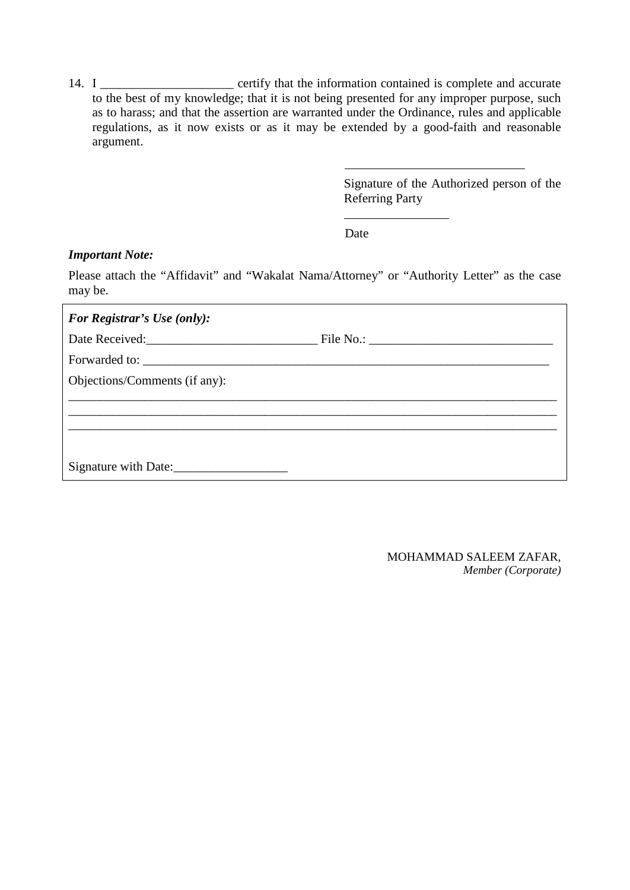14. I ____________________ certify that the information contained is complete and accurate to the best of my knowledge; that it is not being presented for any improper purpose, such as to harass; and that the assertion are warranted under the Ordinance, rules and applicable regulations, as it now exists or as it may be extended by a good-faith and reasonable argument.

_____________________________

Signature of the Authorized person of the Referring Party

_________________

Date

***Important Note:***

Please attach the "Affidavit" and "Wakalat Nama/Attorney" or "Authority Letter" as the case may be.

***For Registrar's Use (only):***

Date Received:___________________________ File No.: _____________________________

Forwarded to: _____________________________________________________________________

Objections/Comments (if any):

_______________________________________________________________________________

_______________________________________________________________________________

_______________________________________________________________________________

Signature with Date:__________________

MOHAMMAD SALEEM ZAFAR,
*Member (Corporate)*